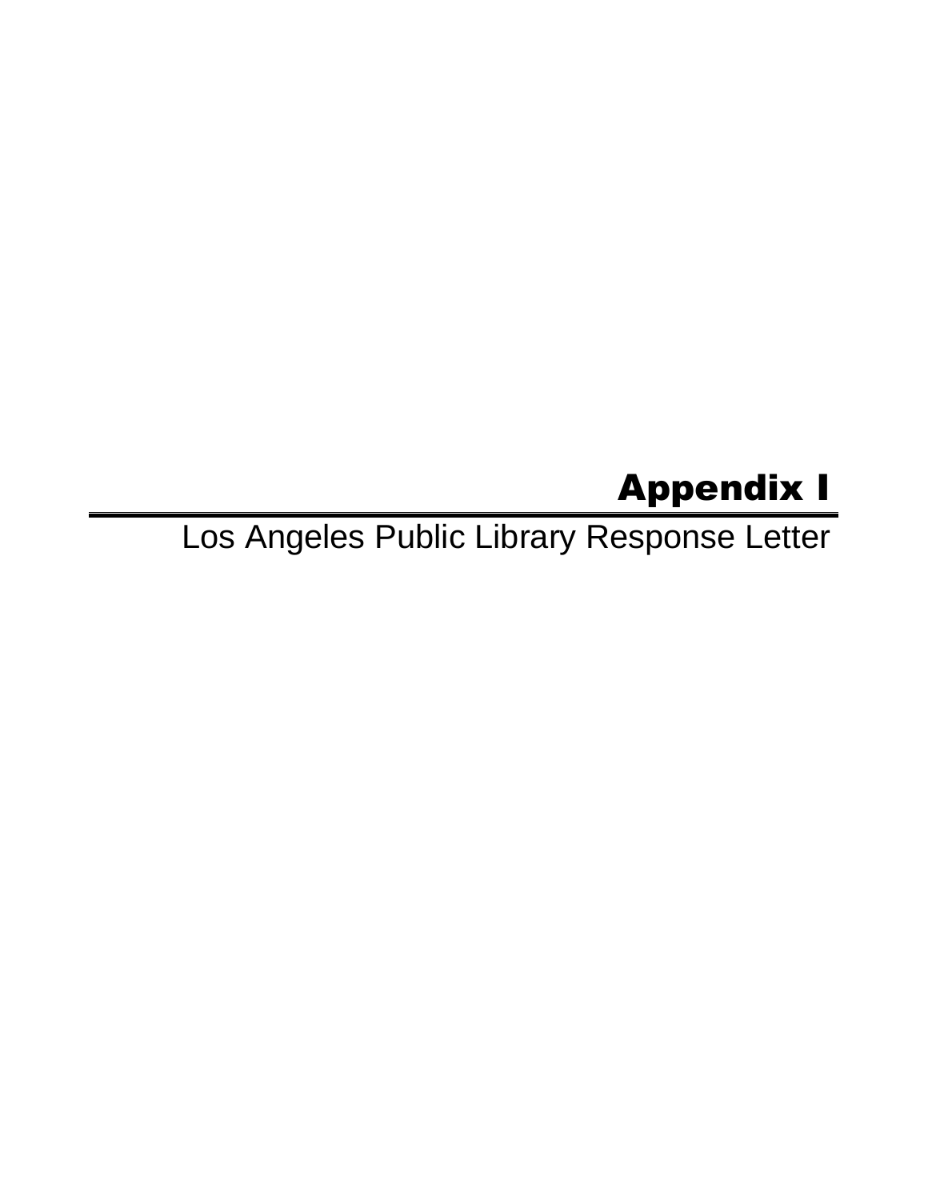# Appendix I

## Los Angeles Public Library Response Letter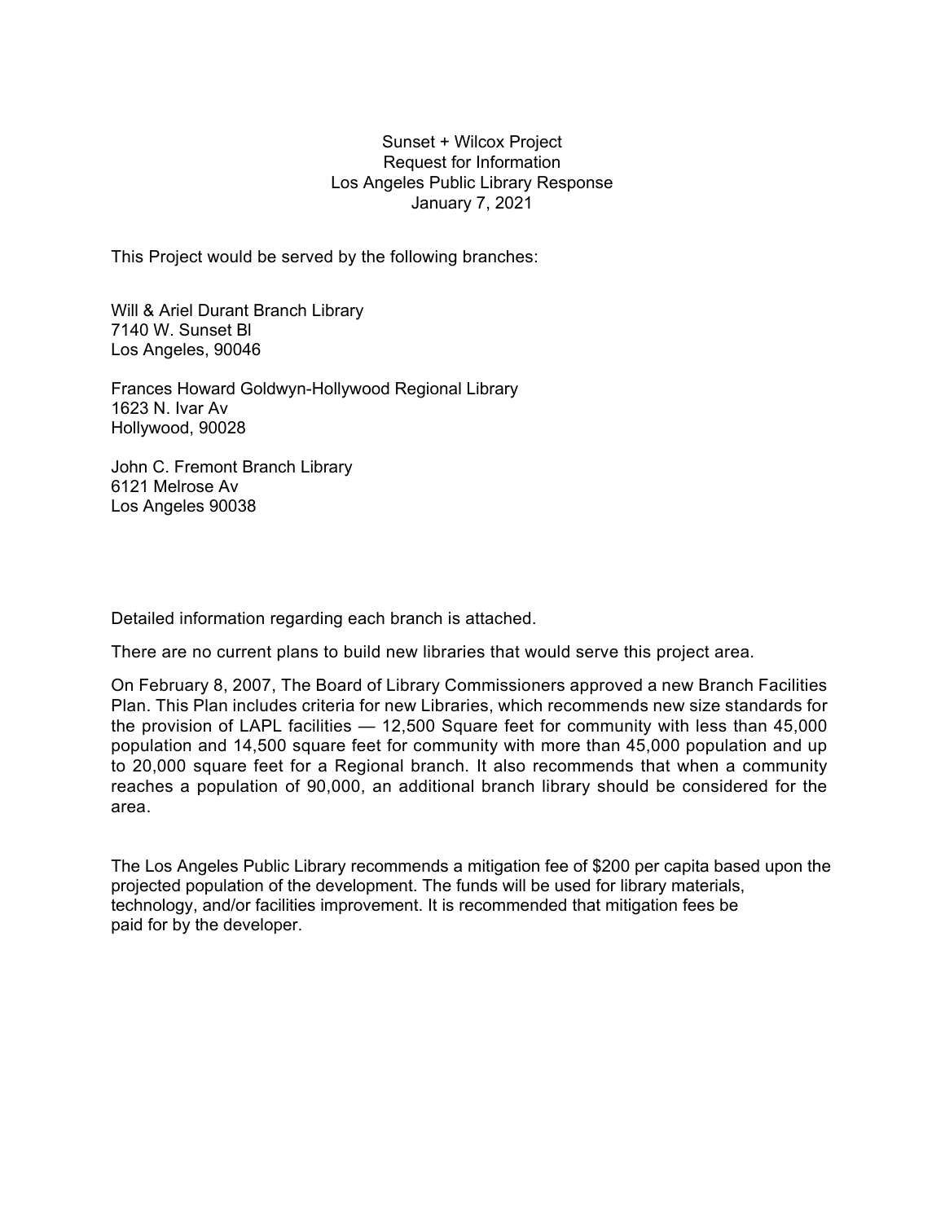Sunset + Wilcox Project
Request for Information
Los Angeles Public Library Response
January 7, 2021

This Project would be served by the following branches:

Will & Ariel Durant Branch Library
7140 W. Sunset Bl
Los Angeles, 90046

Frances Howard Goldwyn-Hollywood Regional Library
1623 N. Ivar Av
Hollywood, 90028

John C. Fremont Branch Library
6121 Melrose Av
Los Angeles 90038

Detailed information regarding each branch is attached.

There are no current plans to build new libraries that would serve this project area.

On February 8, 2007, The Board of Library Commissioners approved a new Branch Facilities Plan. This Plan includes criteria for new Libraries, which recommends new size standards for the provision of LAPL facilities — 12,500 Square feet for community with less than 45,000 population and 14,500 square feet for community with more than 45,000 population and up to 20,000 square feet for a Regional branch. It also recommends that when a community reaches a population of 90,000, an additional branch library should be considered for the area.

The Los Angeles Public Library recommends a mitigation fee of $200 per capita based upon the projected population of the development. The funds will be used for library materials, technology, and/or facilities improvement. It is recommended that mitigation fees be paid for by the developer.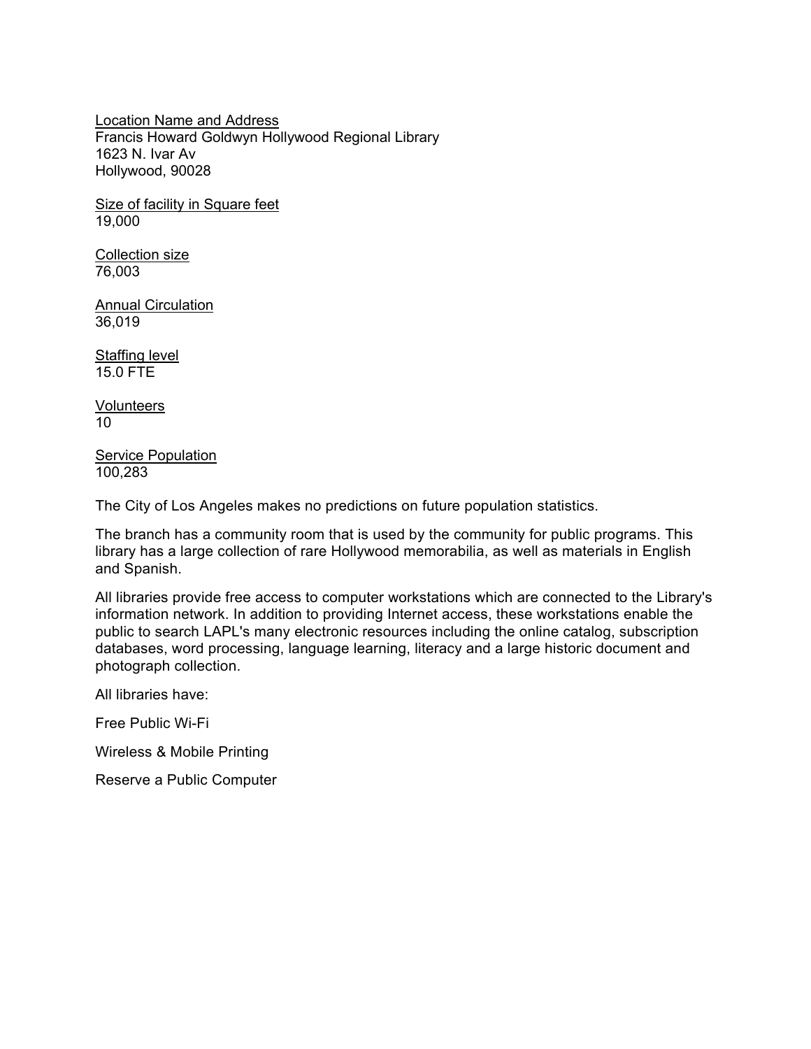<u>Location Name and Address</u>
Francis Howard Goldwyn Hollywood Regional Library
1623 N. Ivar Av
Hollywood, 90028

<u>Size of facility in Square feet</u>
19,000

<u>Collection size</u>
76,003

<u>Annual Circulation</u>
36,019

<u>Staffing level</u>
15.0 FTE

<u>Volunteers</u>
10

<u>Service Population</u>
100,283

The City of Los Angeles makes no predictions on future population statistics.

The branch has a community room that is used by the community for public programs. This library has a large collection of rare Hollywood memorabilia, as well as materials in English and Spanish.

All libraries provide free access to computer workstations which are connected to the Library's information network. In addition to providing Internet access, these workstations enable the public to search LAPL's many electronic resources including the online catalog, subscription databases, word processing, language learning, literacy and a large historic document and photograph collection.

All libraries have:

Free Public Wi-Fi

Wireless & Mobile Printing

Reserve a Public Computer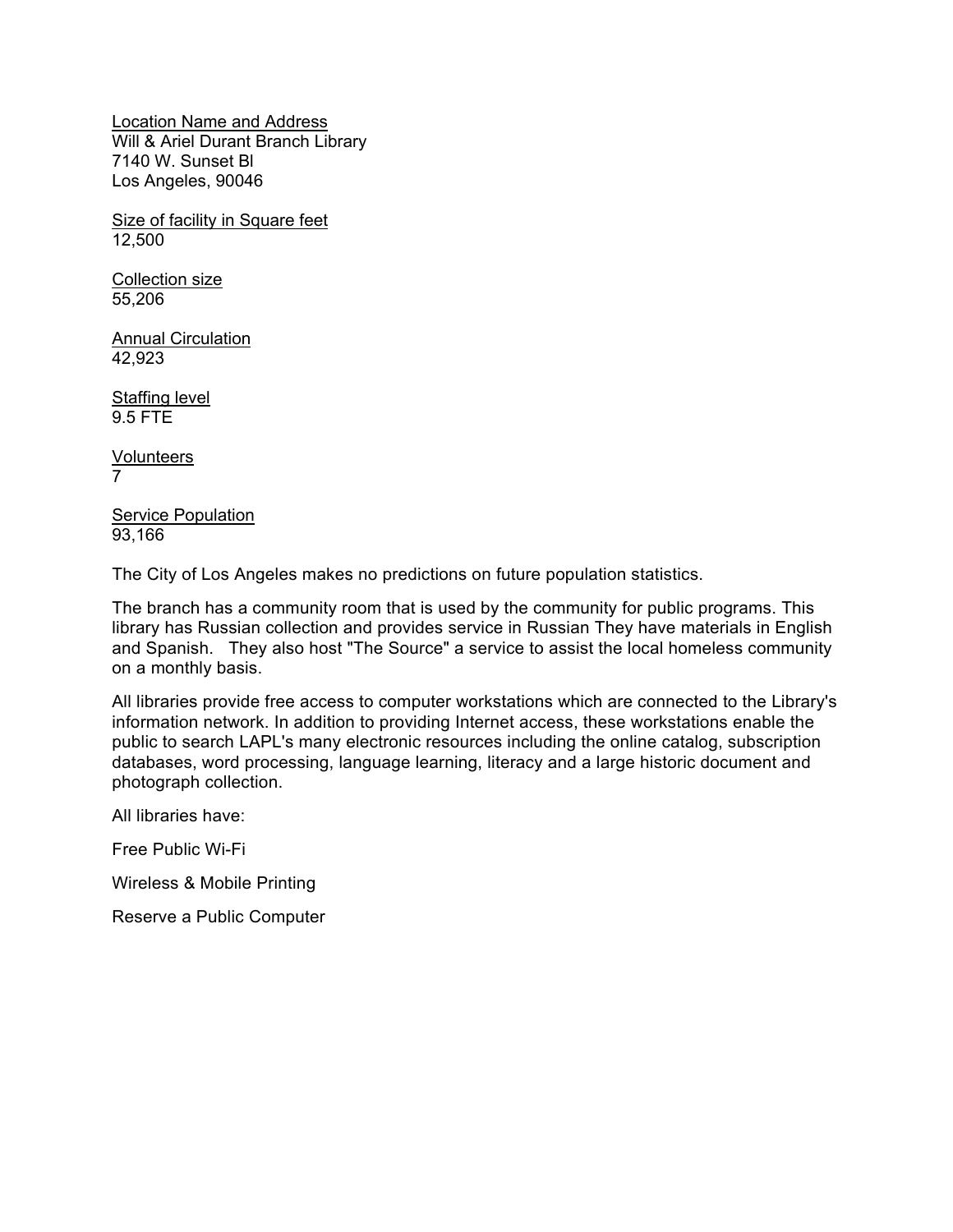Location Name and Address
Will & Ariel Durant Branch Library
7140 W. Sunset Bl
Los Angeles, 90046

Size of facility in Square feet
12,500

Collection size
55,206

Annual Circulation
42,923

Staffing level
9.5 FTE

Volunteers
7

Service Population
93,166

The City of Los Angeles makes no predictions on future population statistics.

The branch has a community room that is used by the community for public programs. This library has Russian collection and provides service in Russian They have materials in English and Spanish. They also host "The Source" a service to assist the local homeless community on a monthly basis.

All libraries provide free access to computer workstations which are connected to the Library's information network. In addition to providing Internet access, these workstations enable the public to search LAPL's many electronic resources including the online catalog, subscription databases, word processing, language learning, literacy and a large historic document and photograph collection.

All libraries have:

Free Public Wi-Fi

Wireless & Mobile Printing

Reserve a Public Computer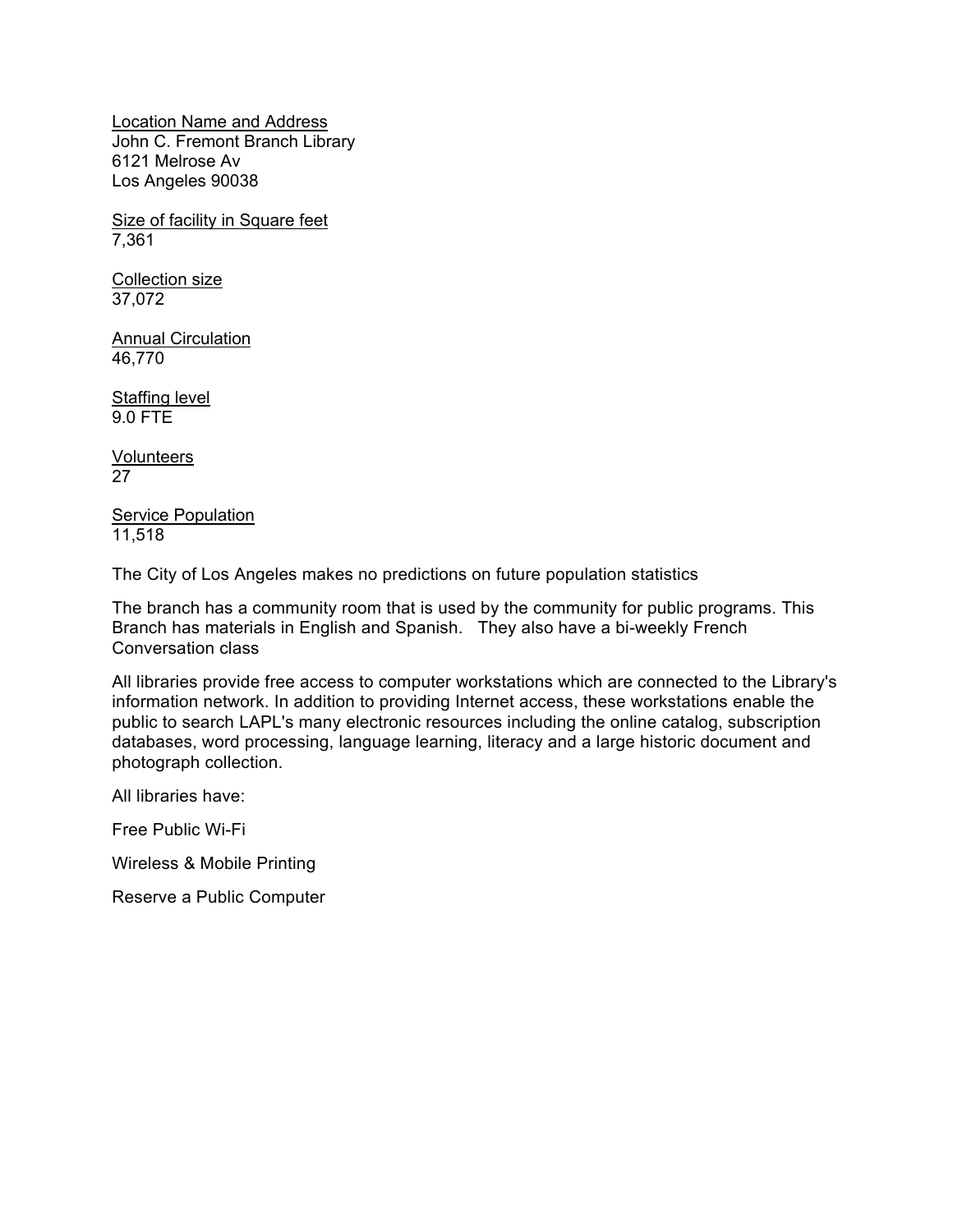<u>Location Name and Address</u>
John C. Fremont Branch Library
6121 Melrose Av
Los Angeles 90038

<u>Size of facility in Square feet</u>
7,361

<u>Collection size</u>
37,072

<u>Annual Circulation</u>
46,770

<u>Staffing level</u>
9.0 FTE

<u>Volunteers</u>
27

<u>Service Population</u>
11,518

The City of Los Angeles makes no predictions on future population statistics

The branch has a community room that is used by the community for public programs. This Branch has materials in English and Spanish.   They also have a bi-weekly French Conversation class

All libraries provide free access to computer workstations which are connected to the Library's information network. In addition to providing Internet access, these workstations enable the public to search LAPL's many electronic resources including the online catalog, subscription databases, word processing, language learning, literacy and a large historic document and photograph collection.

All libraries have:

Free Public Wi-Fi

Wireless & Mobile Printing

Reserve a Public Computer